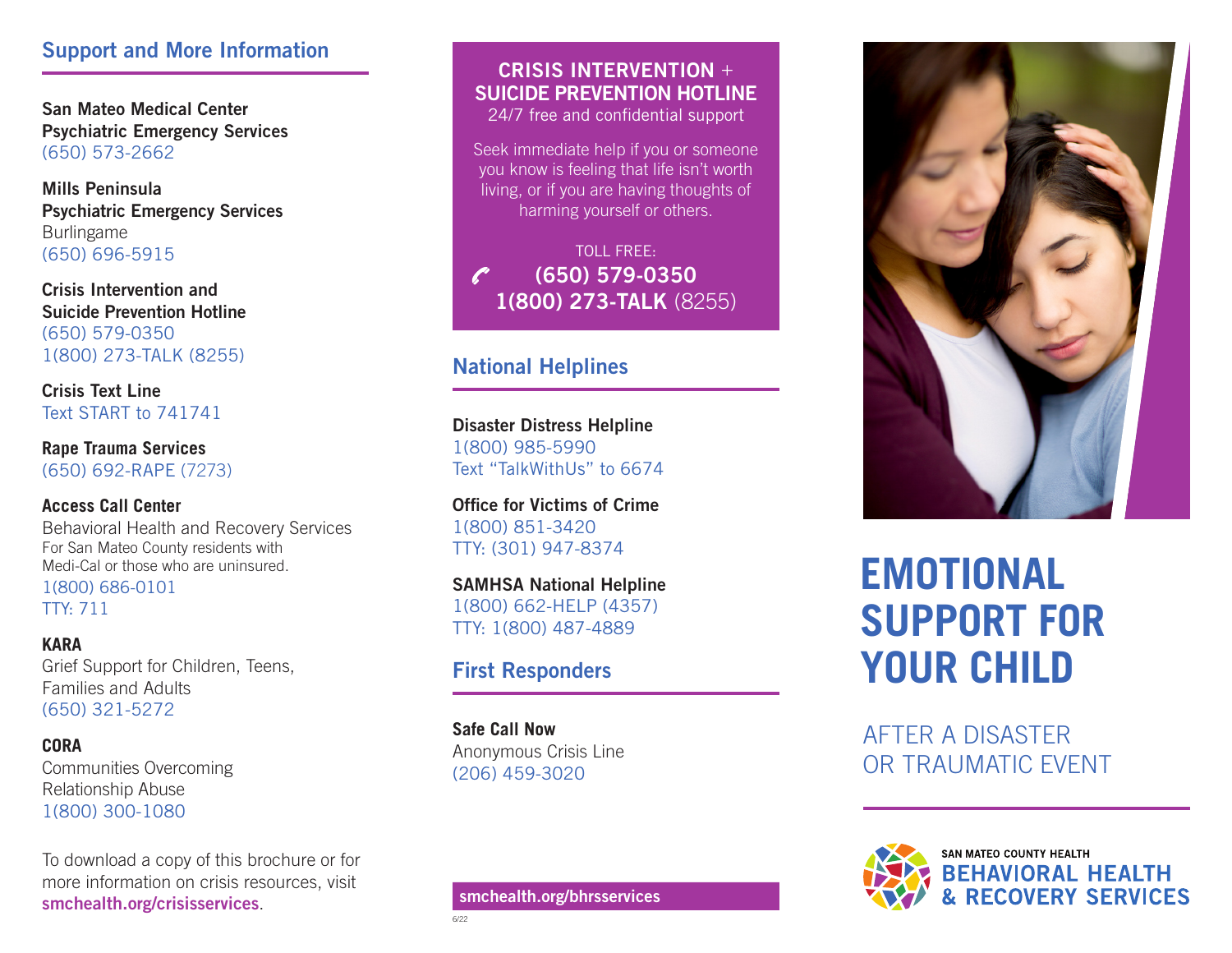## Support and More Information

**San Mateo Medical Center Psychiatric Emergency Services**
(650) 573-2662

**Mills Peninsula Psychiatric Emergency Services**
Burlingame
(650) 696-5915

**Crisis Intervention and Suicide Prevention Hotline**
(650) 579-0350
1(800) 273-TALK (8255)

**Crisis Text Line**
Text START to 741741

**Rape Trauma Services**
(650) 692-RAPE (7273)

**Access Call Center**
Behavioral Health and Recovery Services
For San Mateo County residents with Medi-Cal or those who are uninsured.
1(800) 686-0101
TTY: 711

**KARA**
Grief Support for Children, Teens, Families and Adults
(650) 321-5272

**CORA**
Communities Overcoming Relationship Abuse
1(800) 300-1080

To download a copy of this brochure or for more information on crisis resources, visit **smchealth.org/crisisservices**.

## CRISIS INTERVENTION + SUICIDE PREVENTION HOTLINE

24/7 free and confidential support

Seek immediate help if you or someone you know is feeling that life isn't worth living, or if you are having thoughts of harming yourself or others.

TOLL FREE:
**(650) 579-0350**
**1(800) 273-TALK** (8255)

## National Helplines

**Disaster Distress Helpline**
1(800) 985-5990
Text "TalkWithUs" to 6674

**Office for Victims of Crime**
1(800) 851-3420
TTY: (301) 947-8374

**SAMHSA National Helpline**
1(800) 662-HELP (4357)
TTY: 1(800) 487-4889

## First Responders

**Safe Call Now**
Anonymous Crisis Line
(206) 459-3020

**smchealth.org/bhrsservices**

6/22

# EMOTIONAL SUPPORT FOR YOUR CHILD

## AFTER A DISASTER OR TRAUMATIC EVENT

SAN MATEO COUNTY HEALTH
**BEHAVIORAL HEALTH & RECOVERY SERVICES**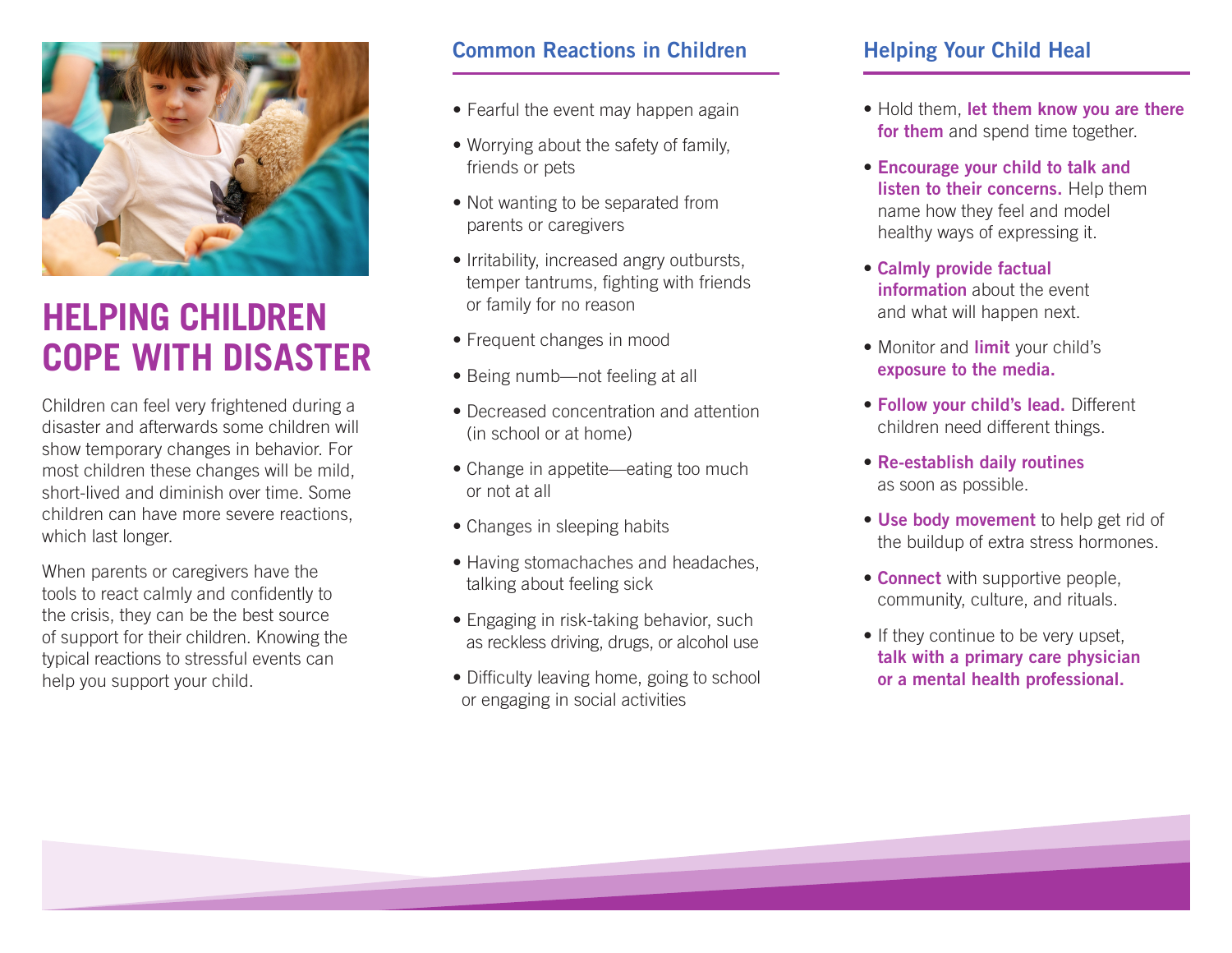# HELPING CHILDREN COPE WITH DISASTER

Children can feel very frightened during a disaster and afterwards some children will show temporary changes in behavior. For most children these changes will be mild, short-lived and diminish over time. Some children can have more severe reactions, which last longer.

When parents or caregivers have the tools to react calmly and confidently to the crisis, they can be the best source of support for their children. Knowing the typical reactions to stressful events can help you support your child.

## Common Reactions in Children

- Fearful the event may happen again
- Worrying about the safety of family, friends or pets
- Not wanting to be separated from parents or caregivers
- Irritability, increased angry outbursts, temper tantrums, fighting with friends or family for no reason
- Frequent changes in mood
- Being numb—not feeling at all
- Decreased concentration and attention (in school or at home)
- Change in appetite—eating too much or not at all
- Changes in sleeping habits
- Having stomachaches and headaches, talking about feeling sick
- Engaging in risk-taking behavior, such as reckless driving, drugs, or alcohol use
- Difficulty leaving home, going to school or engaging in social activities

## Helping Your Child Heal

- Hold them, **let them know you are there for them** and spend time together.
- **Encourage your child to talk and listen to their concerns.** Help them name how they feel and model healthy ways of expressing it.
- **Calmly provide factual information** about the event and what will happen next.
- Monitor and **limit** your child's **exposure to the media.**
- **Follow your child's lead.** Different children need different things.
- **Re-establish daily routines** as soon as possible.
- **Use body movement** to help get rid of the buildup of extra stress hormones.
- **Connect** with supportive people, community, culture, and rituals.
- If they continue to be very upset, **talk with a primary care physician or a mental health professional.**